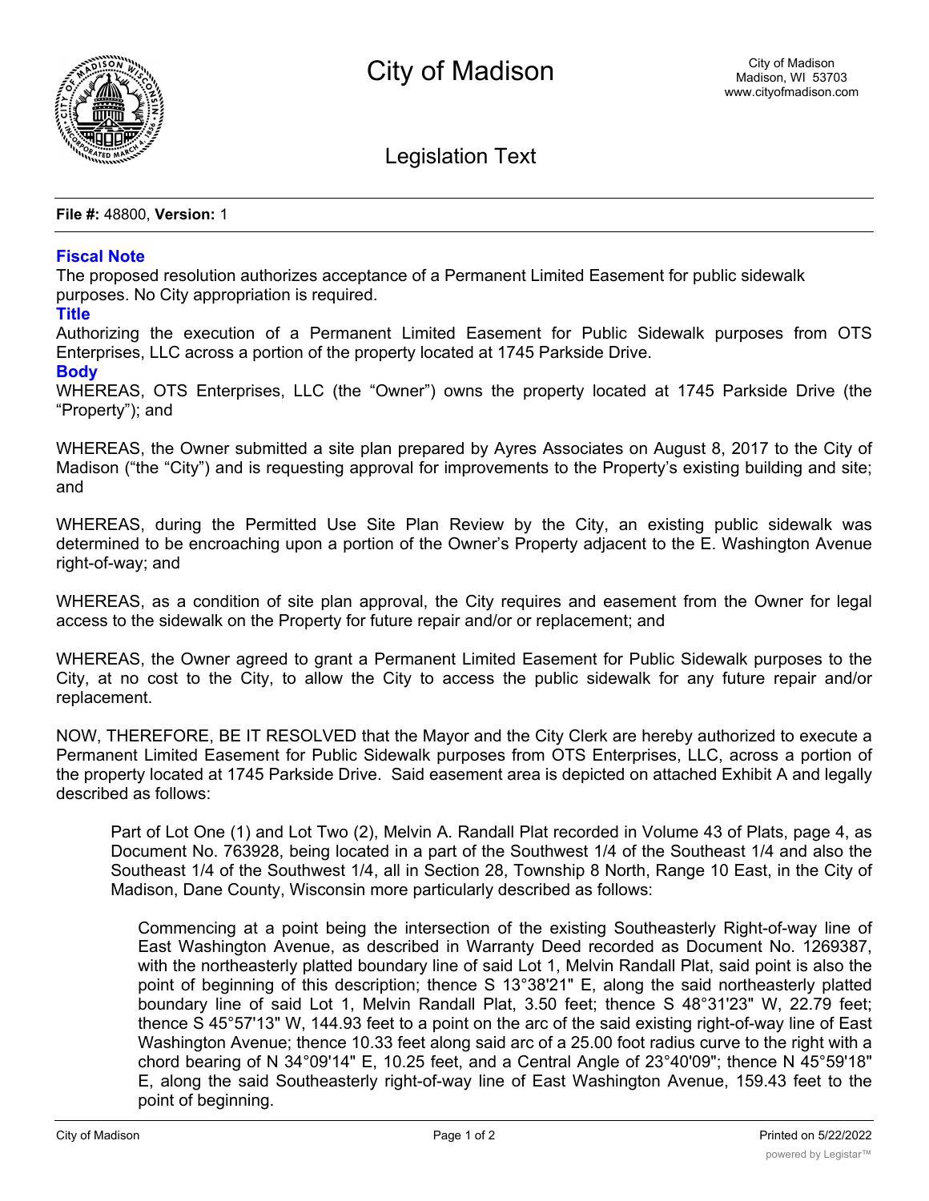# City of Madison

City of Madison
Madison, WI 53703
www.cityofmadison.com

## Legislation Text

**File #:** 48800, **Version:** 1

### Fiscal Note

The proposed resolution authorizes acceptance of a Permanent Limited Easement for public sidewalk purposes. No City appropriation is required.

### Title

Authorizing the execution of a Permanent Limited Easement for Public Sidewalk purposes from OTS Enterprises, LLC across a portion of the property located at 1745 Parkside Drive.

### Body

WHEREAS, OTS Enterprises, LLC (the "Owner") owns the property located at 1745 Parkside Drive (the "Property"); and

WHEREAS, the Owner submitted a site plan prepared by Ayres Associates on August 8, 2017 to the City of Madison ("the "City") and is requesting approval for improvements to the Property's existing building and site; and

WHEREAS, during the Permitted Use Site Plan Review by the City, an existing public sidewalk was determined to be encroaching upon a portion of the Owner's Property adjacent to the E. Washington Avenue right-of-way; and

WHEREAS, as a condition of site plan approval, the City requires and easement from the Owner for legal access to the sidewalk on the Property for future repair and/or or replacement; and

WHEREAS, the Owner agreed to grant a Permanent Limited Easement for Public Sidewalk purposes to the City, at no cost to the City, to allow the City to access the public sidewalk for any future repair and/or replacement.

NOW, THEREFORE, BE IT RESOLVED that the Mayor and the City Clerk are hereby authorized to execute a Permanent Limited Easement for Public Sidewalk purposes from OTS Enterprises, LLC, across a portion of the property located at 1745 Parkside Drive. Said easement area is depicted on attached Exhibit A and legally described as follows:

> Part of Lot One (1) and Lot Two (2), Melvin A. Randall Plat recorded in Volume 43 of Plats, page 4, as Document No. 763928, being located in a part of the Southwest 1/4 of the Southeast 1/4 and also the Southeast 1/4 of the Southwest 1/4, all in Section 28, Township 8 North, Range 10 East, in the City of Madison, Dane County, Wisconsin more particularly described as follows:
>
> > Commencing at a point being the intersection of the existing Southeasterly Right-of-way line of East Washington Avenue, as described in Warranty Deed recorded as Document No. 1269387, with the northeasterly platted boundary line of said Lot 1, Melvin Randall Plat, said point is also the point of beginning of this description; thence S 13°38'21" E, along the said northeasterly platted boundary line of said Lot 1, Melvin Randall Plat, 3.50 feet; thence S 48°31'23" W, 22.79 feet; thence S 45°57'13" W, 144.93 feet to a point on the arc of the said existing right-of-way line of East Washington Avenue; thence 10.33 feet along said arc of a 25.00 foot radius curve to the right with a chord bearing of N 34°09'14" E, 10.25 feet, and a Central Angle of 23°40'09"; thence N 45°59'18" E, along the said Southeasterly right-of-way line of East Washington Avenue, 159.43 feet to the point of beginning.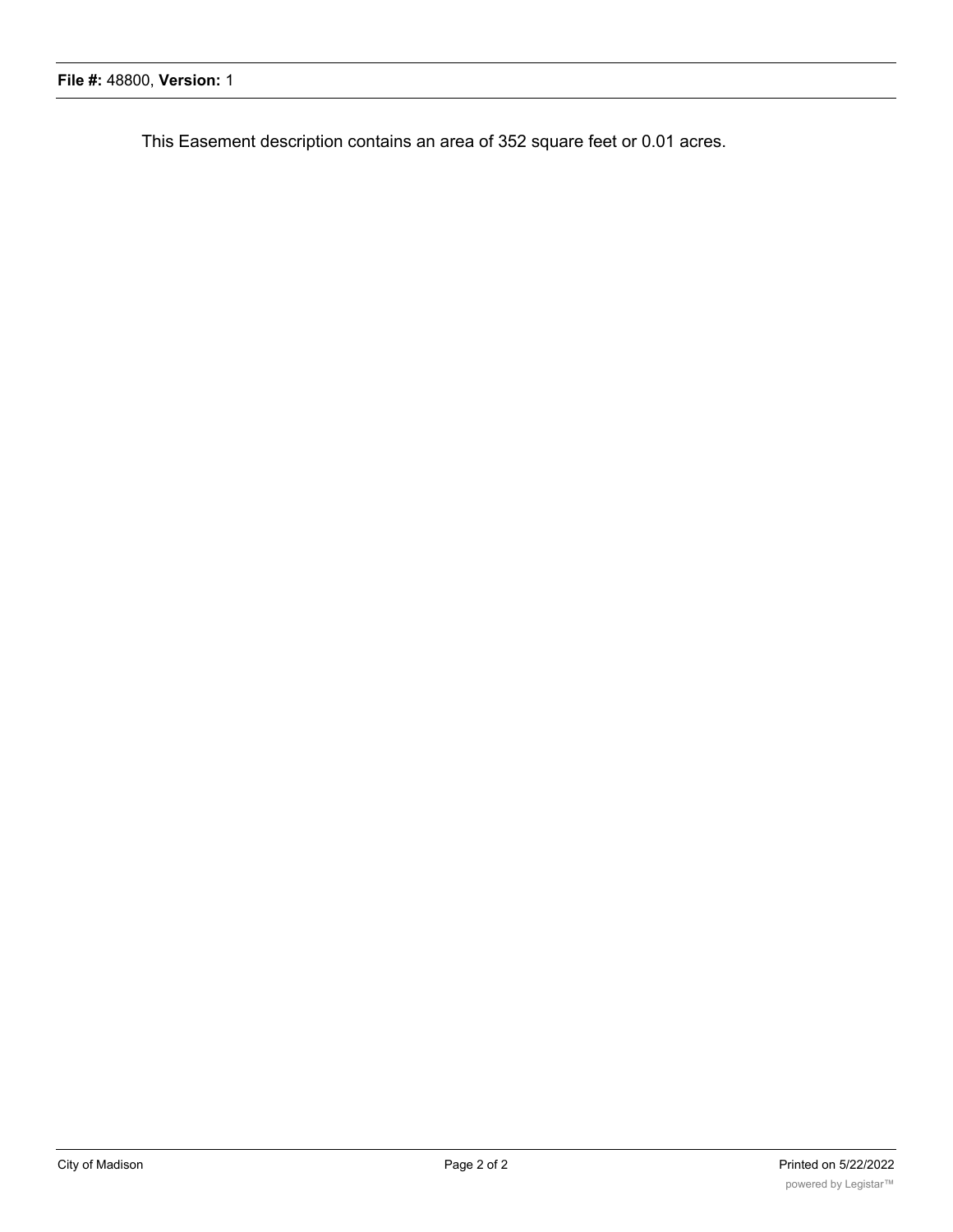This Easement description contains an area of 352 square feet or 0.01 acres.